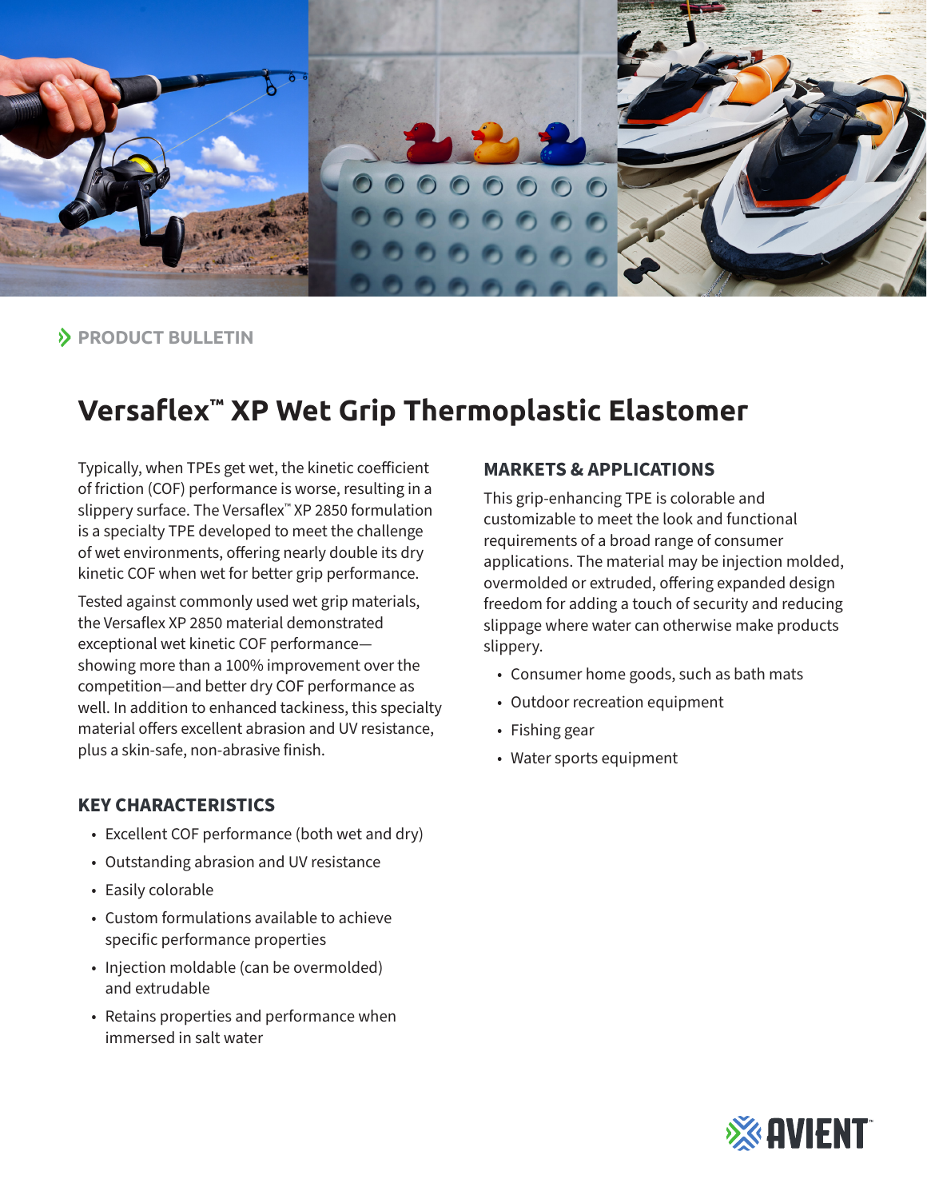PRODUCT BULLETIN

# Versaflex™ XP Wet Grip Thermoplastic Elastomer

Typically, when TPEs get wet, the kinetic coefficient of friction (COF) performance is worse, resulting in a slippery surface. The Versaflex™ XP 2850 formulation is a specialty TPE developed to meet the challenge of wet environments, offering nearly double its dry kinetic COF when wet for better grip performance.

Tested against commonly used wet grip materials, the Versaflex XP 2850 material demonstrated exceptional wet kinetic COF performance—showing more than a 100% improvement over the competition—and better dry COF performance as well. In addition to enhanced tackiness, this specialty material offers excellent abrasion and UV resistance, plus a skin-safe, non-abrasive finish.

## KEY CHARACTERISTICS

- Excellent COF performance (both wet and dry)
- Outstanding abrasion and UV resistance
- Easily colorable
- Custom formulations available to achieve specific performance properties
- Injection moldable (can be overmolded) and extrudable
- Retains properties and performance when immersed in salt water

## MARKETS & APPLICATIONS

This grip-enhancing TPE is colorable and customizable to meet the look and functional requirements of a broad range of consumer applications. The material may be injection molded, overmolded or extruded, offering expanded design freedom for adding a touch of security and reducing slippage where water can otherwise make products slippery.

- Consumer home goods, such as bath mats
- Outdoor recreation equipment
- Fishing gear
- Water sports equipment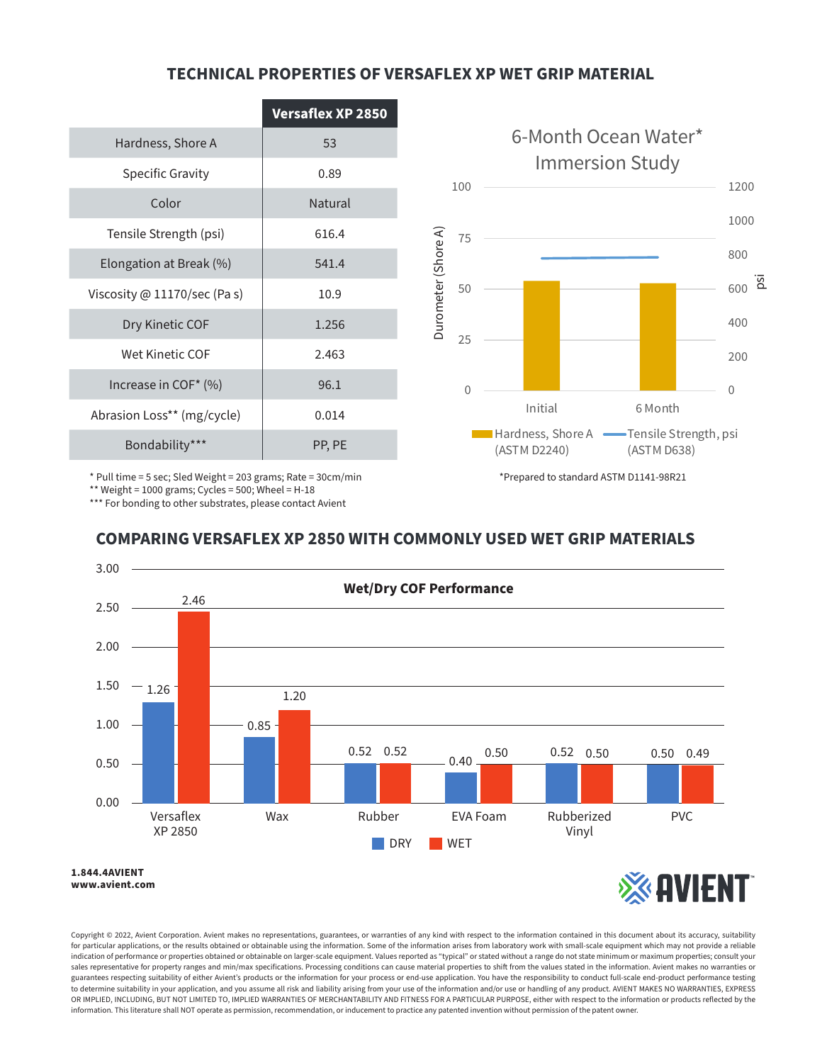## TECHNICAL PROPERTIES OF VERSAFLEX XP WET GRIP MATERIAL

| | Versaflex XP 2850 |
|---|---|
| Hardness, Shore A | 53 |
| Specific Gravity | 0.89 |
| Color | Natural |
| Tensile Strength (psi) | 616.4 |
| Elongation at Break (%) | 541.4 |
| Viscosity @ 11170/sec (Pa s) | 10.9 |
| Dry Kinetic COF | 1.256 |
| Wet Kinetic COF | 2.463 |
| Increase in COF* (%) | 96.1 |
| Abrasion Loss** (mg/cycle) | 0.014 |
| Bondability*** | PP, PE |

\* Pull time = 5 sec; Sled Weight = 203 grams; Rate = 30cm/min
** Weight = 1000 grams; Cycles = 500; Wheel = H-18
*** For bonding to other substrates, please contact Avient

6-Month Ocean Water* Immersion Study

Durometer (Shore A)
100
75
50
25
0

psi
1200
1000
800
600
400
200
0

Initial
6 Month

Hardness, Shore A (ASTM D2240)
Tensile Strength, psi (ASTM D638)

*Prepared to standard ASTM D1141-98R21

## COMPARING VERSAFLEX XP 2850 WITH COMMONLY USED WET GRIP MATERIALS

Wet/Dry COF Performance

3.00
2.50
2.00
1.50
1.00
0.50
0.00

Versaflex XP 2850: 1.26, 2.46
Wax: 0.85, 1.20
Rubber: 0.52, 0.52
EVA Foam: 0.40, 0.50
Rubberized Vinyl: 0.52, 0.50
PVC: 0.50, 0.49

DRY
WET

**1.844.4AVIENT**
**www.avient.com**

Copyright © 2022, Avient Corporation. Avient makes no representations, guarantees, or warranties of any kind with respect to the information contained in this document about its accuracy, suitability for particular applications, or the results obtained or obtainable using the information. Some of the information arises from laboratory work with small-scale equipment which may not provide a reliable indication of performance or properties obtained or obtainable on larger-scale equipment. Values reported as "typical" or stated without a range do not state minimum or maximum properties; consult your sales representative for property ranges and min/max specifications. Processing conditions can cause material properties to shift from the values stated in the information. Avient makes no warranties or guarantees respecting suitability of either Avient's products or the information for your process or end-use application. You have the responsibility to conduct full-scale end-product performance testing to determine suitability in your application, and you assume all risk and liability arising from your use of the information and/or use or handling of any product. AVIENT MAKES NO WARRANTIES, EXPRESS OR IMPLIED, INCLUDING, BUT NOT LIMITED TO, IMPLIED WARRANTIES OF MERCHANTABILITY AND FITNESS FOR A PARTICULAR PURPOSE, either with respect to the information or products reflected by the information. This literature shall NOT operate as permission, recommendation, or inducement to practice any patented invention without permission of the patent owner.